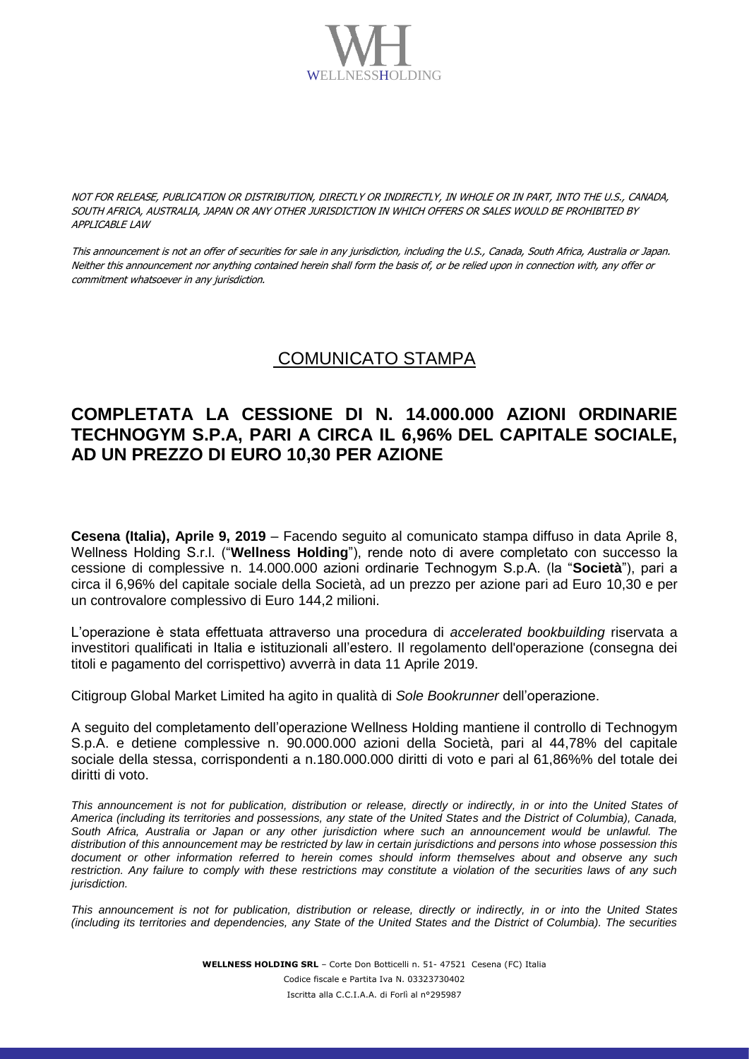NOT FOR RELEASE, PUBLICATION OR DISTRIBUTION, DIRECTLY OR INDIRECTLY, IN WHOLE OR IN PART, INTO THE U.S., CANADA, SOUTH AFRICA, AUSTRALIA, JAPAN OR ANY OTHER JURISDICTION IN WHICH OFFERS OR SALES WOULD BE PROHIBITED BY APPLICABLE LAW

*This announcement is not an offer of securities for sale in any jurisdiction, including the U.S., Canada, South Africa, Australia or Japan. Neither this announcement nor anything contained herein shall form the basis of, or be relied upon in connection with, any offer or commitment whatsoever in any jurisdiction.*

# COMUNICATO STAMPA

## COMPLETATA LA CESSIONE DI N. 14.000.000 AZIONI ORDINARIE TECHNOGYM S.P.A, PARI A CIRCA IL 6,96% DEL CAPITALE SOCIALE, AD UN PREZZO DI EURO 10,30 PER AZIONE

**Cesena (Italia), Aprile 9, 2019** – Facendo seguito al comunicato stampa diffuso in data Aprile 8, Wellness Holding S.r.l. ("**Wellness Holding**"), rende noto di avere completato con successo la cessione di complessive n. 14.000.000 azioni ordinarie Technogym S.p.A. (la "**Società**"), pari a circa il 6,96% del capitale sociale della Società, ad un prezzo per azione pari ad Euro 10,30 e per un controvalore complessivo di Euro 144,2 milioni.

L'operazione è stata effettuata attraverso una procedura di *accelerated bookbuilding* riservata a investitori qualificati in Italia e istituzionali all'estero. Il regolamento dell'operazione (consegna dei titoli e pagamento del corrispettivo) avverrà in data 11 Aprile 2019.

Citigroup Global Market Limited ha agito in qualità di *Sole Bookrunner* dell'operazione.

A seguito del completamento dell'operazione Wellness Holding mantiene il controllo di Technogym S.p.A. e detiene complessive n. 90.000.000 azioni della Società, pari al 44,78% del capitale sociale della stessa, corrispondenti a n.180.000.000 diritti di voto e pari al 61,86%% del totale dei diritti di voto.

*This announcement is not for publication, distribution or release, directly or indirectly, in or into the United States of America (including its territories and possessions, any state of the United States and the District of Columbia), Canada, South Africa, Australia or Japan or any other jurisdiction where such an announcement would be unlawful. The distribution of this announcement may be restricted by law in certain jurisdictions and persons into whose possession this document or other information referred to herein comes should inform themselves about and observe any such restriction. Any failure to comply with these restrictions may constitute a violation of the securities laws of any such jurisdiction.*

*This announcement is not for publication, distribution or release, directly or indirectly, in or into the United States (including its territories and dependencies, any State of the United States and the District of Columbia). The securities*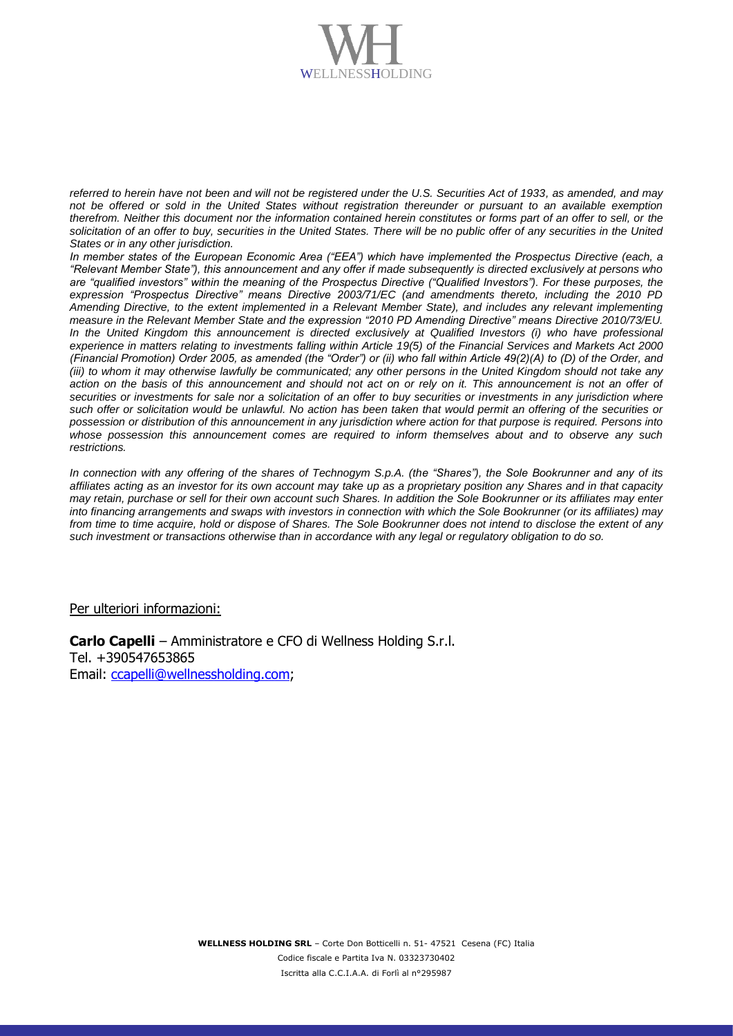*referred to herein have not been and will not be registered under the U.S. Securities Act of 1933, as amended, and may not be offered or sold in the United States without registration thereunder or pursuant to an available exemption therefrom. Neither this document nor the information contained herein constitutes or forms part of an offer to sell, or the solicitation of an offer to buy, securities in the United States. There will be no public offer of any securities in the United States or in any other jurisdiction.*

*In member states of the European Economic Area ("EEA") which have implemented the Prospectus Directive (each, a "Relevant Member State"), this announcement and any offer if made subsequently is directed exclusively at persons who are "qualified investors" within the meaning of the Prospectus Directive ("Qualified Investors"). For these purposes, the expression "Prospectus Directive" means Directive 2003/71/EC (and amendments thereto, including the 2010 PD Amending Directive, to the extent implemented in a Relevant Member State), and includes any relevant implementing measure in the Relevant Member State and the expression "2010 PD Amending Directive" means Directive 2010/73/EU. In the United Kingdom this announcement is directed exclusively at Qualified Investors (i) who have professional experience in matters relating to investments falling within Article 19(5) of the Financial Services and Markets Act 2000 (Financial Promotion) Order 2005, as amended (the "Order") or (ii) who fall within Article 49(2)(A) to (D) of the Order, and (iii) to whom it may otherwise lawfully be communicated; any other persons in the United Kingdom should not take any action on the basis of this announcement and should not act on or rely on it. This announcement is not an offer of securities or investments for sale nor a solicitation of an offer to buy securities or investments in any jurisdiction where such offer or solicitation would be unlawful. No action has been taken that would permit an offering of the securities or possession or distribution of this announcement in any jurisdiction where action for that purpose is required. Persons into whose possession this announcement comes are required to inform themselves about and to observe any such restrictions.*

*In connection with any offering of the shares of Technogym S.p.A. (the "Shares"), the Sole Bookrunner and any of its affiliates acting as an investor for its own account may take up as a proprietary position any Shares and in that capacity may retain, purchase or sell for their own account such Shares. In addition the Sole Bookrunner or its affiliates may enter into financing arrangements and swaps with investors in connection with which the Sole Bookrunner (or its affiliates) may from time to time acquire, hold or dispose of Shares. The Sole Bookrunner does not intend to disclose the extent of any such investment or transactions otherwise than in accordance with any legal or regulatory obligation to do so.*

Per ulteriori informazioni:

**Carlo Capelli** – Amministratore e CFO di Wellness Holding S.r.l.
Tel. +390547653865
Email: ccapelli@wellnessholding.com;